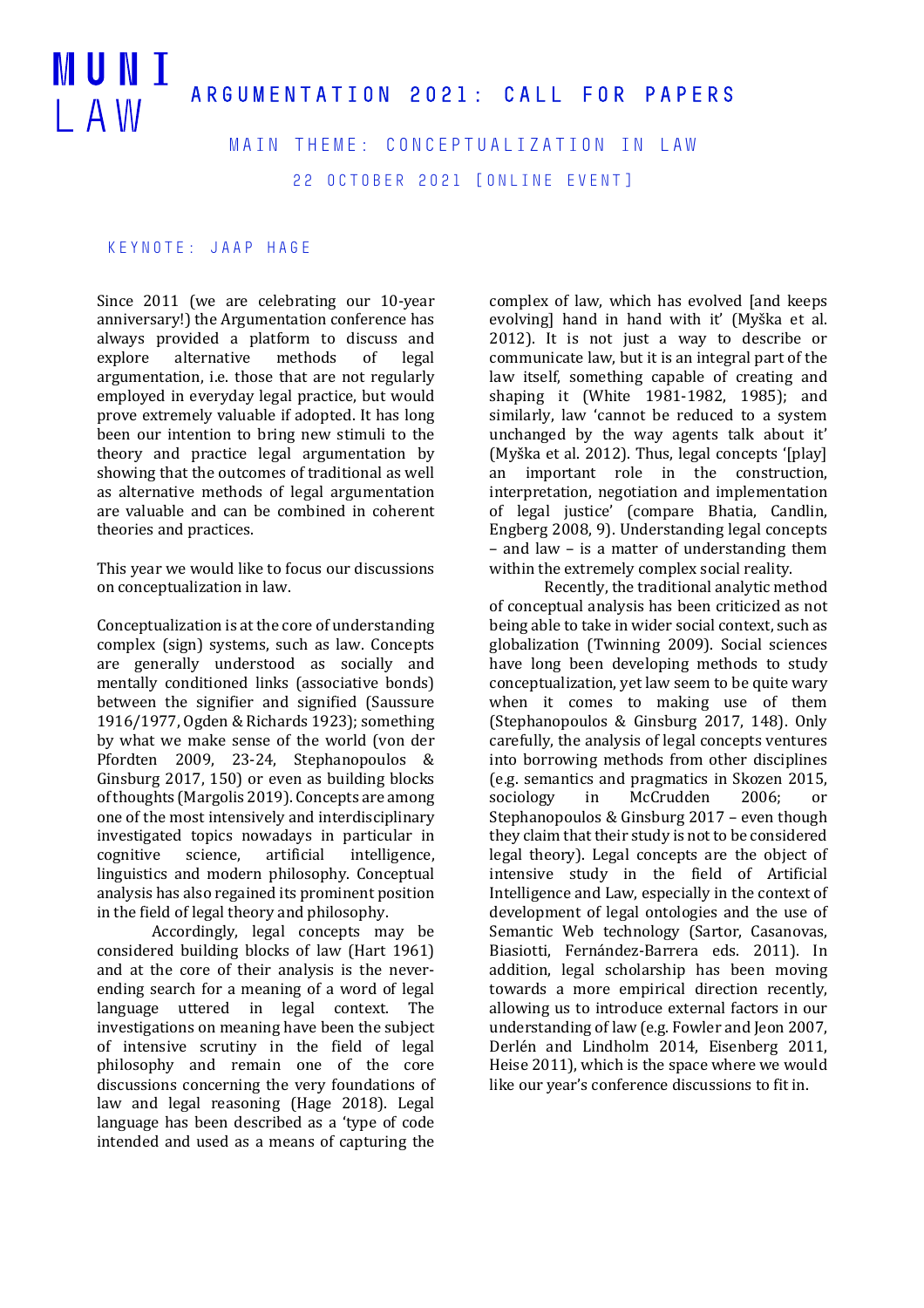MUNI LAW

# ARGUMENTATION 2021: CALL FOR PAPERS

## MAIN THEME: CONCEPTUALIZATION IN LAW

22 OCTOBER 2021 [ONLINE EVENT]

### KEYNOTE: JAAP HAGE

Since 2011 (we are celebrating our 10-year anniversary!) the Argumentation conference has always provided a platform to discuss and explore alternative methods of legal argumentation, i.e. those that are not regularly employed in everyday legal practice, but would prove extremely valuable if adopted. It has long been our intention to bring new stimuli to the theory and practice legal argumentation by showing that the outcomes of traditional as well as alternative methods of legal argumentation are valuable and can be combined in coherent theories and practices.

This year we would like to focus our discussions on conceptualization in law.

Conceptualization is at the core of understanding complex (sign) systems, such as law. Concepts are generally understood as socially and mentally conditioned links (associative bonds) between the signifier and signified (Saussure 1916/1977, Ogden & Richards 1923); something by what we make sense of the world (von der Pfordten 2009, 23-24, Stephanopoulos & Ginsburg 2017, 150) or even as building blocks of thoughts (Margolis 2019). Concepts are among one of the most intensively and interdisciplinary investigated topics nowadays in particular in cognitive science, artificial intelligence, linguistics and modern philosophy. Conceptual analysis has also regained its prominent position in the field of legal theory and philosophy.

Accordingly, legal concepts may be considered building blocks of law (Hart 1961) and at the core of their analysis is the never-ending search for a meaning of a word of legal language uttered in legal context. The investigations on meaning have been the subject of intensive scrutiny in the field of legal philosophy and remain one of the core discussions concerning the very foundations of law and legal reasoning (Hage 2018). Legal language has been described as a 'type of code intended and used as a means of capturing the complex of law, which has evolved [and keeps evolving] hand in hand with it' (Myška et al. 2012). It is not just a way to describe or communicate law, but it is an integral part of the law itself, something capable of creating and shaping it (White 1981-1982, 1985); and similarly, law 'cannot be reduced to a system unchanged by the way agents talk about it' (Myška et al. 2012). Thus, legal concepts '[play] an important role in the construction, interpretation, negotiation and implementation of legal justice' (compare Bhatia, Candlin, Engberg 2008, 9). Understanding legal concepts – and law – is a matter of understanding them within the extremely complex social reality.

Recently, the traditional analytic method of conceptual analysis has been criticized as not being able to take in wider social context, such as globalization (Twinning 2009). Social sciences have long been developing methods to study conceptualization, yet law seem to be quite wary when it comes to making use of them (Stephanopoulos & Ginsburg 2017, 148). Only carefully, the analysis of legal concepts ventures into borrowing methods from other disciplines (e.g. semantics and pragmatics in Skozen 2015, sociology in McCrudden 2006; or Stephanopoulos & Ginsburg 2017 – even though they claim that their study is not to be considered legal theory). Legal concepts are the object of intensive study in the field of Artificial Intelligence and Law, especially in the context of development of legal ontologies and the use of Semantic Web technology (Sartor, Casanovas, Biasiotti, Fernández-Barrera eds. 2011). In addition, legal scholarship has been moving towards a more empirical direction recently, allowing us to introduce external factors in our understanding of law (e.g. Fowler and Jeon 2007, Derlén and Lindholm 2014, Eisenberg 2011, Heise 2011), which is the space where we would like our year's conference discussions to fit in.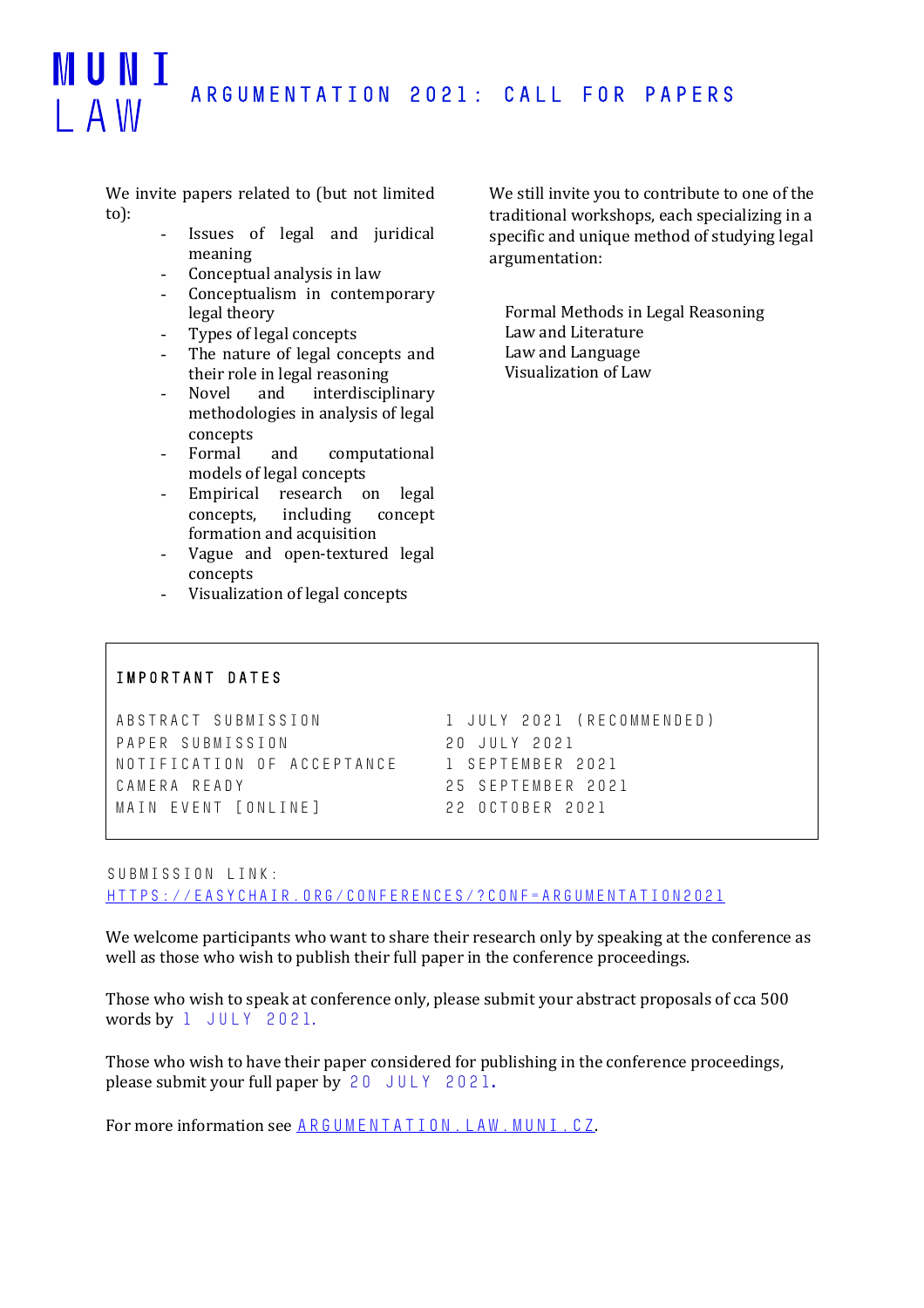# MUNI LAW

## ARGUMENTATION 2021: CALL FOR PAPERS

We invite papers related to (but not limited to):

- Issues of legal and juridical meaning
- Conceptual analysis in law
- Conceptualism in contemporary legal theory
- Types of legal concepts
- The nature of legal concepts and their role in legal reasoning
- Novel and interdisciplinary methodologies in analysis of legal concepts
- Formal and computational models of legal concepts
- Empirical research on legal concepts, including concept formation and acquisition
- Vague and open-textured legal concepts
- Visualization of legal concepts

We still invite you to contribute to one of the traditional workshops, each specializing in a specific and unique method of studying legal argumentation:

Formal Methods in Legal Reasoning
Law and Literature
Law and Language
Visualization of Law

### IMPORTANT DATES

| | |
|---|---|
| ABSTRACT SUBMISSION | 1 JULY 2021 (RECOMMENDED) |
| PAPER SUBMISSION | 20 JULY 2021 |
| NOTIFICATION OF ACCEPTANCE | 1 SEPTEMBER 2021 |
| CAMERA READY | 25 SEPTEMBER 2021 |
| MAIN EVENT [ONLINE] | 22 OCTOBER 2021 |

SUBMISSION LINK:
HTTPS://EASYCHAIR.ORG/CONFERENCES/?CONF=ARGUMENTATION2021

We welcome participants who want to share their research only by speaking at the conference as well as those who wish to publish their full paper in the conference proceedings.

Those who wish to speak at conference only, please submit your abstract proposals of cca 500 words by 1 JULY 2021.

Those who wish to have their paper considered for publishing in the conference proceedings, please submit your full paper by 20 JULY 2021.

For more information see ARGUMENTATION.LAW.MUNI.CZ.